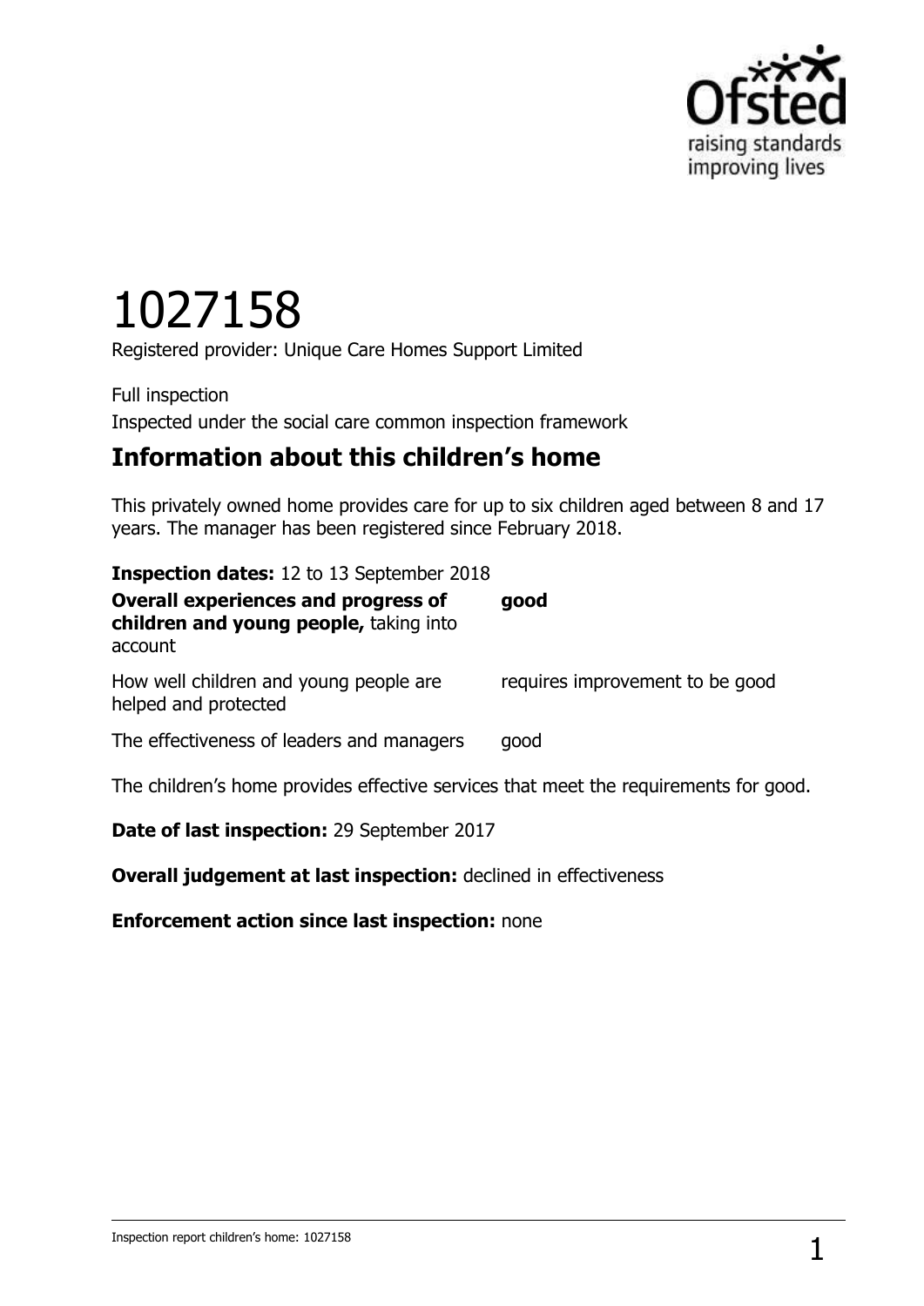# 1027158

Registered provider: Unique Care Homes Support Limited

Full inspection

Inspected under the social care common inspection framework

## Information about this children's home

This privately owned home provides care for up to six children aged between 8 and 17 years. The manager has been registered since February 2018.

**Inspection dates:** 12 to 13 September 2018

| | |
|---|---|
| **Overall experiences and progress of children and young people,** taking into account | **good** |
| How well children and young people are helped and protected | requires improvement to be good |
| The effectiveness of leaders and managers | good |

The children's home provides effective services that meet the requirements for good.

**Date of last inspection:** 29 September 2017

**Overall judgement at last inspection:** declined in effectiveness

**Enforcement action since last inspection:** none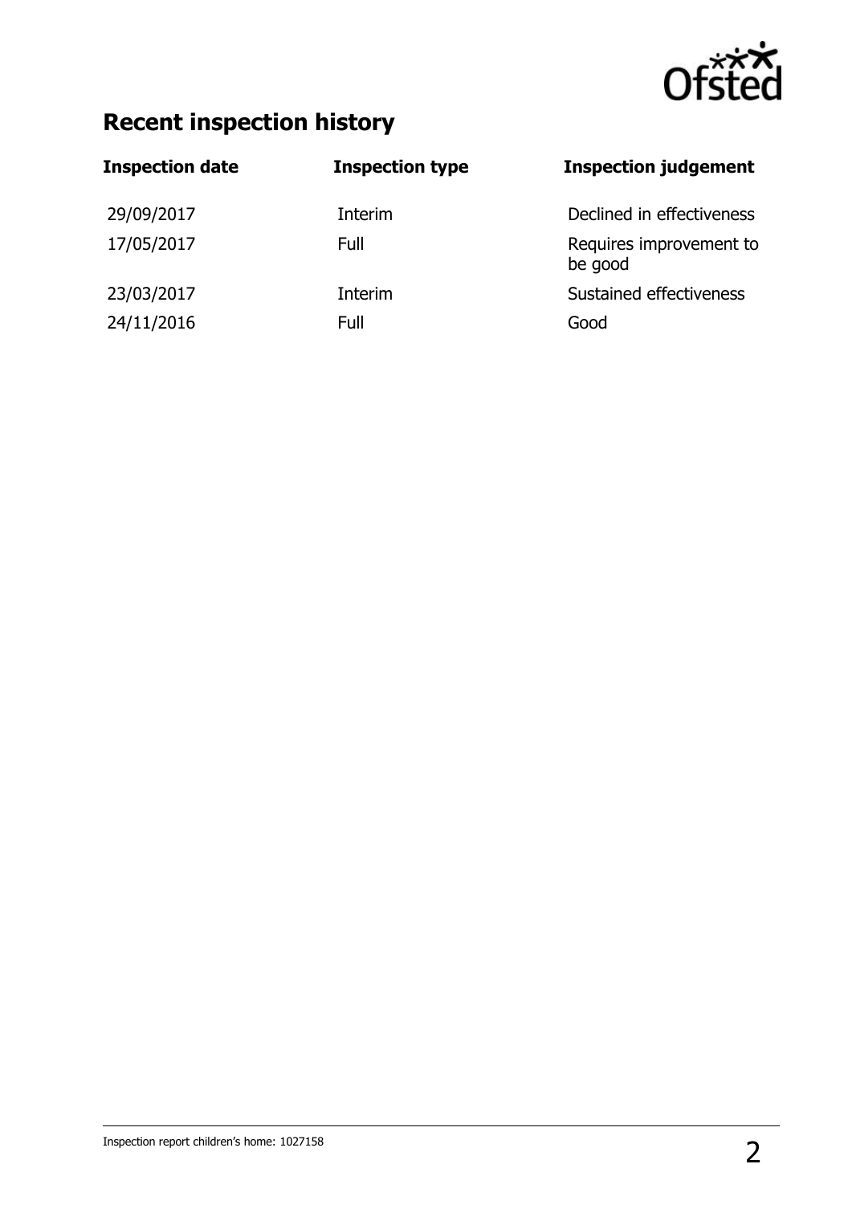## Recent inspection history

| Inspection date | Inspection type | Inspection judgement |
|---|---|---|
| 29/09/2017 | Interim | Declined in effectiveness |
| 17/05/2017 | Full | Requires improvement to be good |
| 23/03/2017 | Interim | Sustained effectiveness |
| 24/11/2016 | Full | Good |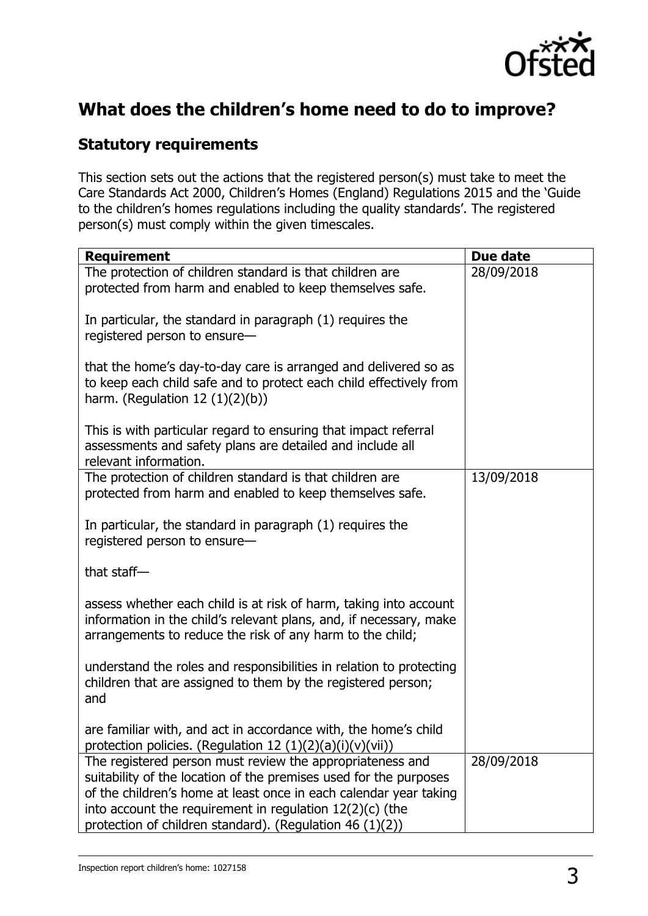## What does the children's home need to do to improve?

### Statutory requirements

This section sets out the actions that the registered person(s) must take to meet the Care Standards Act 2000, Children's Homes (England) Regulations 2015 and the 'Guide to the children's homes regulations including the quality standards'. The registered person(s) must comply within the given timescales.

| Requirement | Due date |
|---|---|
| The protection of children standard is that children are protected from harm and enabled to keep themselves safe.<br><br>In particular, the standard in paragraph (1) requires the registered person to ensure—<br><br>that the home's day-to-day care is arranged and delivered so as to keep each child safe and to protect each child effectively from harm. (Regulation 12 (1)(2)(b))<br><br>This is with particular regard to ensuring that impact referral assessments and safety plans are detailed and include all relevant information. | 28/09/2018 |
| The protection of children standard is that children are protected from harm and enabled to keep themselves safe.<br><br>In particular, the standard in paragraph (1) requires the registered person to ensure—<br><br>that staff—<br><br>assess whether each child is at risk of harm, taking into account information in the child's relevant plans, and, if necessary, make arrangements to reduce the risk of any harm to the child;<br><br>understand the roles and responsibilities in relation to protecting children that are assigned to them by the registered person; and<br><br>are familiar with, and act in accordance with, the home's child protection policies. (Regulation 12 (1)(2)(a)(i)(v)(vii)) | 13/09/2018 |
| The registered person must review the appropriateness and suitability of the location of the premises used for the purposes of the children's home at least once in each calendar year taking into account the requirement in regulation 12(2)(c) (the protection of children standard). (Regulation 46 (1)(2)) | 28/09/2018 |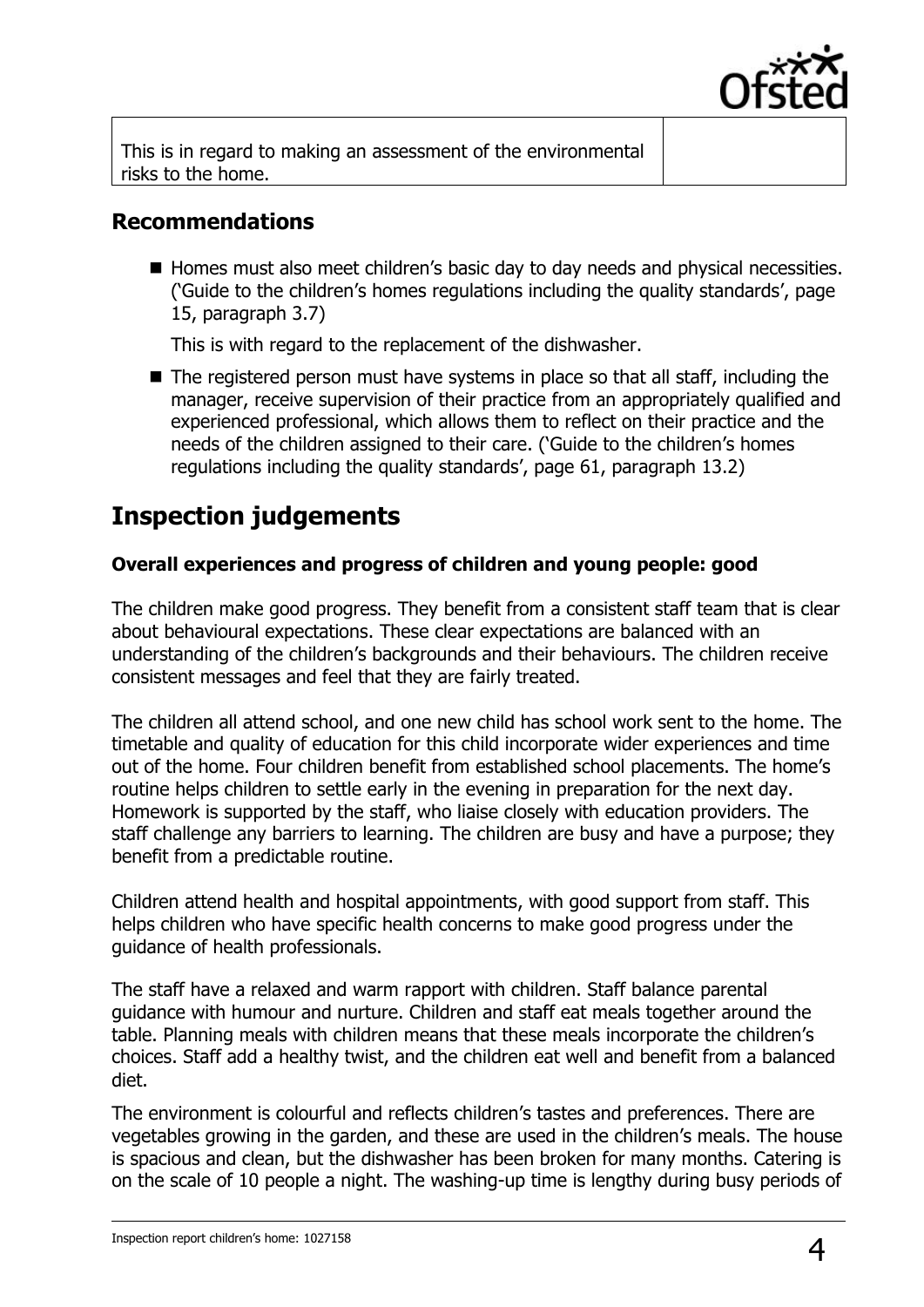| This is in regard to making an assessment of the environmental risks to the home. | |
|---|---|

## Recommendations

- Homes must also meet children's basic day to day needs and physical necessities. ('Guide to the children's homes regulations including the quality standards', page 15, paragraph 3.7)

  This is with regard to the replacement of the dishwasher.

- The registered person must have systems in place so that all staff, including the manager, receive supervision of their practice from an appropriately qualified and experienced professional, which allows them to reflect on their practice and the needs of the children assigned to their care. ('Guide to the children's homes regulations including the quality standards', page 61, paragraph 13.2)

# Inspection judgements

### Overall experiences and progress of children and young people: good

The children make good progress. They benefit from a consistent staff team that is clear about behavioural expectations. These clear expectations are balanced with an understanding of the children's backgrounds and their behaviours. The children receive consistent messages and feel that they are fairly treated.

The children all attend school, and one new child has school work sent to the home. The timetable and quality of education for this child incorporate wider experiences and time out of the home. Four children benefit from established school placements. The home's routine helps children to settle early in the evening in preparation for the next day. Homework is supported by the staff, who liaise closely with education providers. The staff challenge any barriers to learning. The children are busy and have a purpose; they benefit from a predictable routine.

Children attend health and hospital appointments, with good support from staff. This helps children who have specific health concerns to make good progress under the guidance of health professionals.

The staff have a relaxed and warm rapport with children. Staff balance parental guidance with humour and nurture. Children and staff eat meals together around the table. Planning meals with children means that these meals incorporate the children's choices. Staff add a healthy twist, and the children eat well and benefit from a balanced diet.

The environment is colourful and reflects children's tastes and preferences. There are vegetables growing in the garden, and these are used in the children's meals. The house is spacious and clean, but the dishwasher has been broken for many months. Catering is on the scale of 10 people a night. The washing-up time is lengthy during busy periods of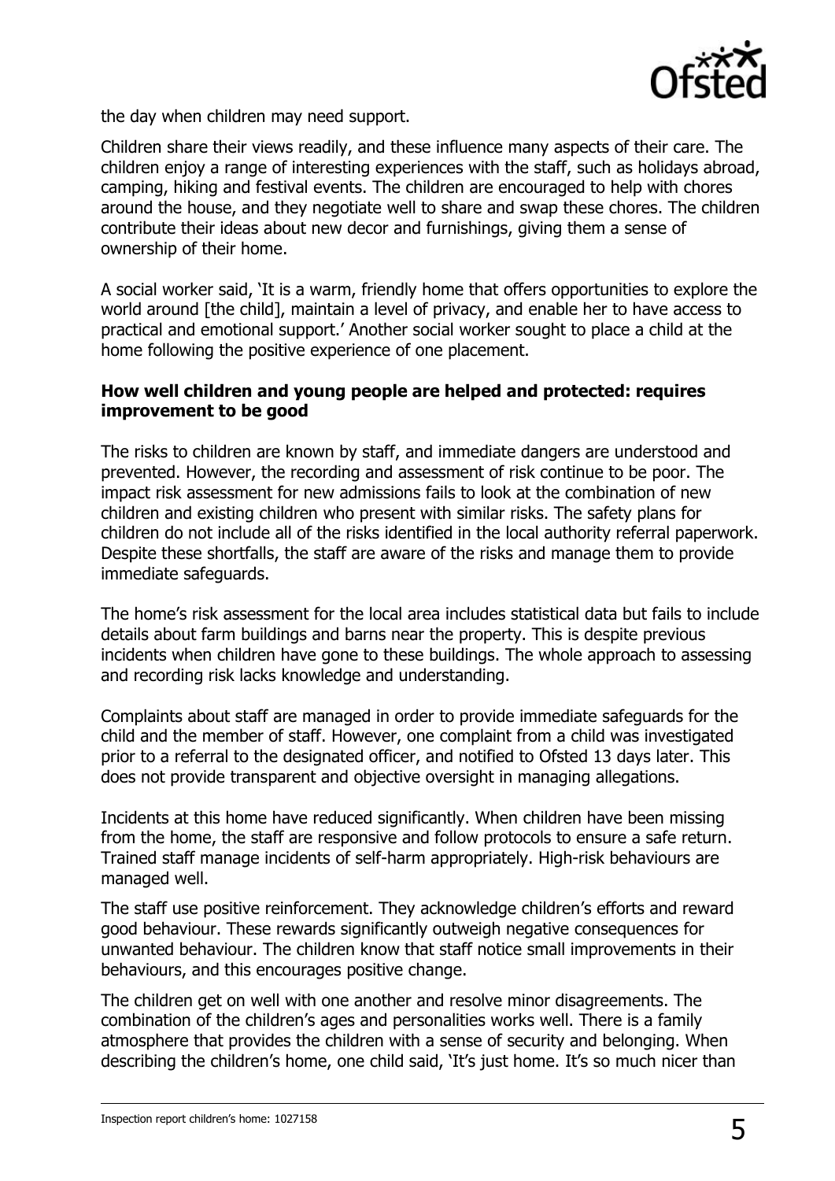the day when children may need support.

Children share their views readily, and these influence many aspects of their care. The children enjoy a range of interesting experiences with the staff, such as holidays abroad, camping, hiking and festival events. The children are encouraged to help with chores around the house, and they negotiate well to share and swap these chores. The children contribute their ideas about new decor and furnishings, giving them a sense of ownership of their home.

A social worker said, 'It is a warm, friendly home that offers opportunities to explore the world around [the child], maintain a level of privacy, and enable her to have access to practical and emotional support.' Another social worker sought to place a child at the home following the positive experience of one placement.

**How well children and young people are helped and protected: requires improvement to be good**

The risks to children are known by staff, and immediate dangers are understood and prevented. However, the recording and assessment of risk continue to be poor. The impact risk assessment for new admissions fails to look at the combination of new children and existing children who present with similar risks. The safety plans for children do not include all of the risks identified in the local authority referral paperwork. Despite these shortfalls, the staff are aware of the risks and manage them to provide immediate safeguards.

The home's risk assessment for the local area includes statistical data but fails to include details about farm buildings and barns near the property. This is despite previous incidents when children have gone to these buildings. The whole approach to assessing and recording risk lacks knowledge and understanding.

Complaints about staff are managed in order to provide immediate safeguards for the child and the member of staff. However, one complaint from a child was investigated prior to a referral to the designated officer, and notified to Ofsted 13 days later. This does not provide transparent and objective oversight in managing allegations.

Incidents at this home have reduced significantly. When children have been missing from the home, the staff are responsive and follow protocols to ensure a safe return. Trained staff manage incidents of self-harm appropriately. High-risk behaviours are managed well.

The staff use positive reinforcement. They acknowledge children's efforts and reward good behaviour. These rewards significantly outweigh negative consequences for unwanted behaviour. The children know that staff notice small improvements in their behaviours, and this encourages positive change.

The children get on well with one another and resolve minor disagreements. The combination of the children's ages and personalities works well. There is a family atmosphere that provides the children with a sense of security and belonging. When describing the children's home, one child said, 'It's just home. It's so much nicer than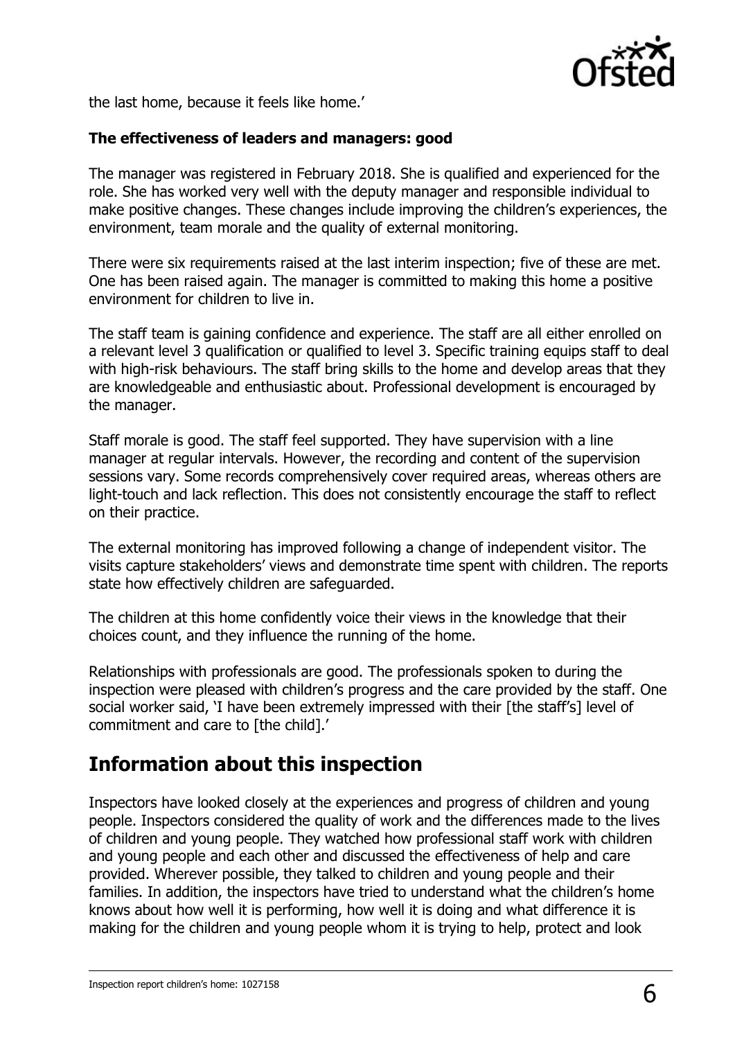the last home, because it feels like home.'

**The effectiveness of leaders and managers: good**

The manager was registered in February 2018. She is qualified and experienced for the role. She has worked very well with the deputy manager and responsible individual to make positive changes. These changes include improving the children's experiences, the environment, team morale and the quality of external monitoring.

There were six requirements raised at the last interim inspection; five of these are met. One has been raised again. The manager is committed to making this home a positive environment for children to live in.

The staff team is gaining confidence and experience. The staff are all either enrolled on a relevant level 3 qualification or qualified to level 3. Specific training equips staff to deal with high-risk behaviours. The staff bring skills to the home and develop areas that they are knowledgeable and enthusiastic about. Professional development is encouraged by the manager.

Staff morale is good. The staff feel supported. They have supervision with a line manager at regular intervals. However, the recording and content of the supervision sessions vary. Some records comprehensively cover required areas, whereas others are light-touch and lack reflection. This does not consistently encourage the staff to reflect on their practice.

The external monitoring has improved following a change of independent visitor. The visits capture stakeholders' views and demonstrate time spent with children. The reports state how effectively children are safeguarded.

The children at this home confidently voice their views in the knowledge that their choices count, and they influence the running of the home.

Relationships with professionals are good. The professionals spoken to during the inspection were pleased with children's progress and the care provided by the staff. One social worker said, 'I have been extremely impressed with their [the staff's] level of commitment and care to [the child].'

## Information about this inspection

Inspectors have looked closely at the experiences and progress of children and young people. Inspectors considered the quality of work and the differences made to the lives of children and young people. They watched how professional staff work with children and young people and each other and discussed the effectiveness of help and care provided. Wherever possible, they talked to children and young people and their families. In addition, the inspectors have tried to understand what the children's home knows about how well it is performing, how well it is doing and what difference it is making for the children and young people whom it is trying to help, protect and look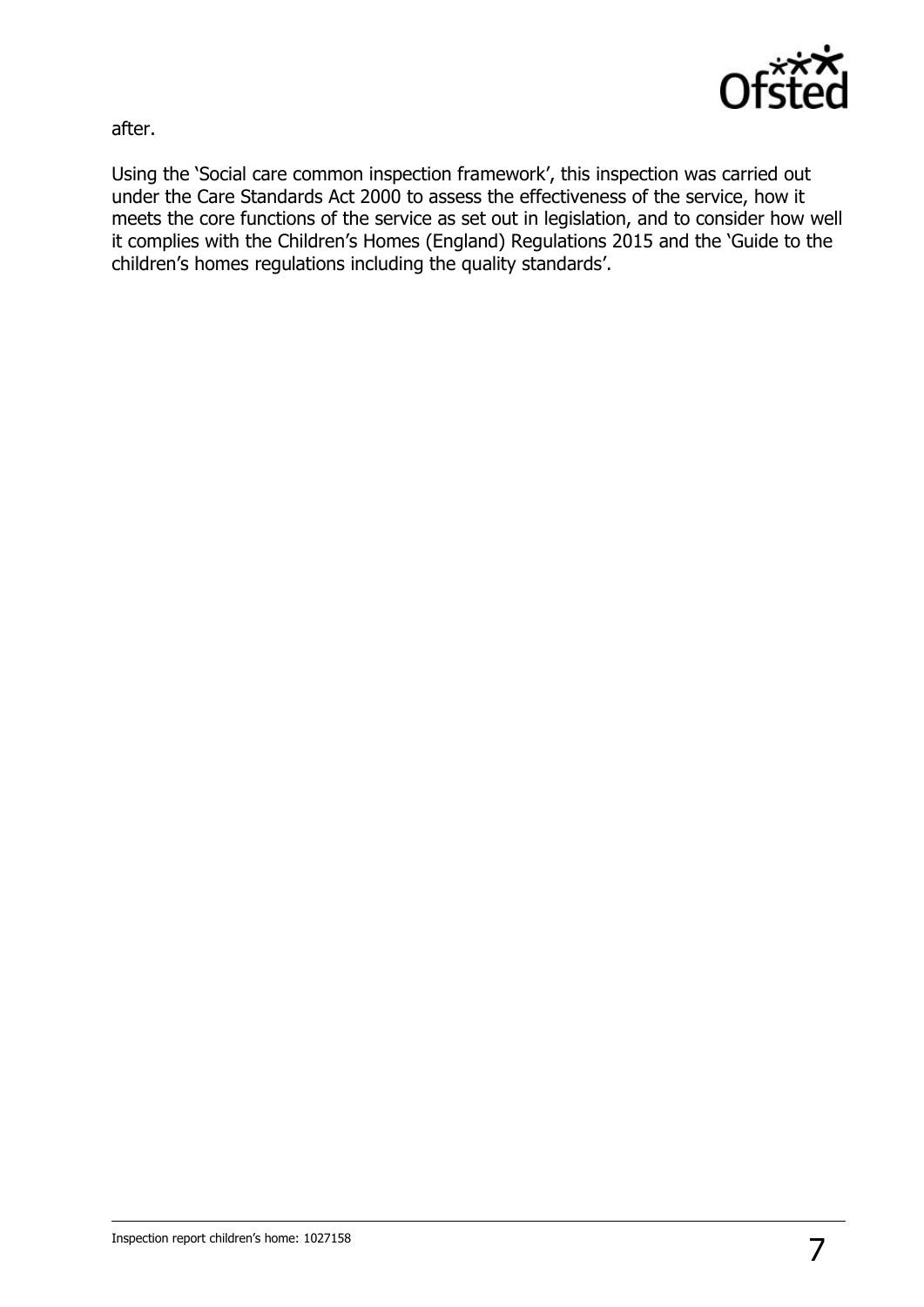after.

Using the 'Social care common inspection framework', this inspection was carried out under the Care Standards Act 2000 to assess the effectiveness of the service, how it meets the core functions of the service as set out in legislation, and to consider how well it complies with the Children's Homes (England) Regulations 2015 and the 'Guide to the children's homes regulations including the quality standards'.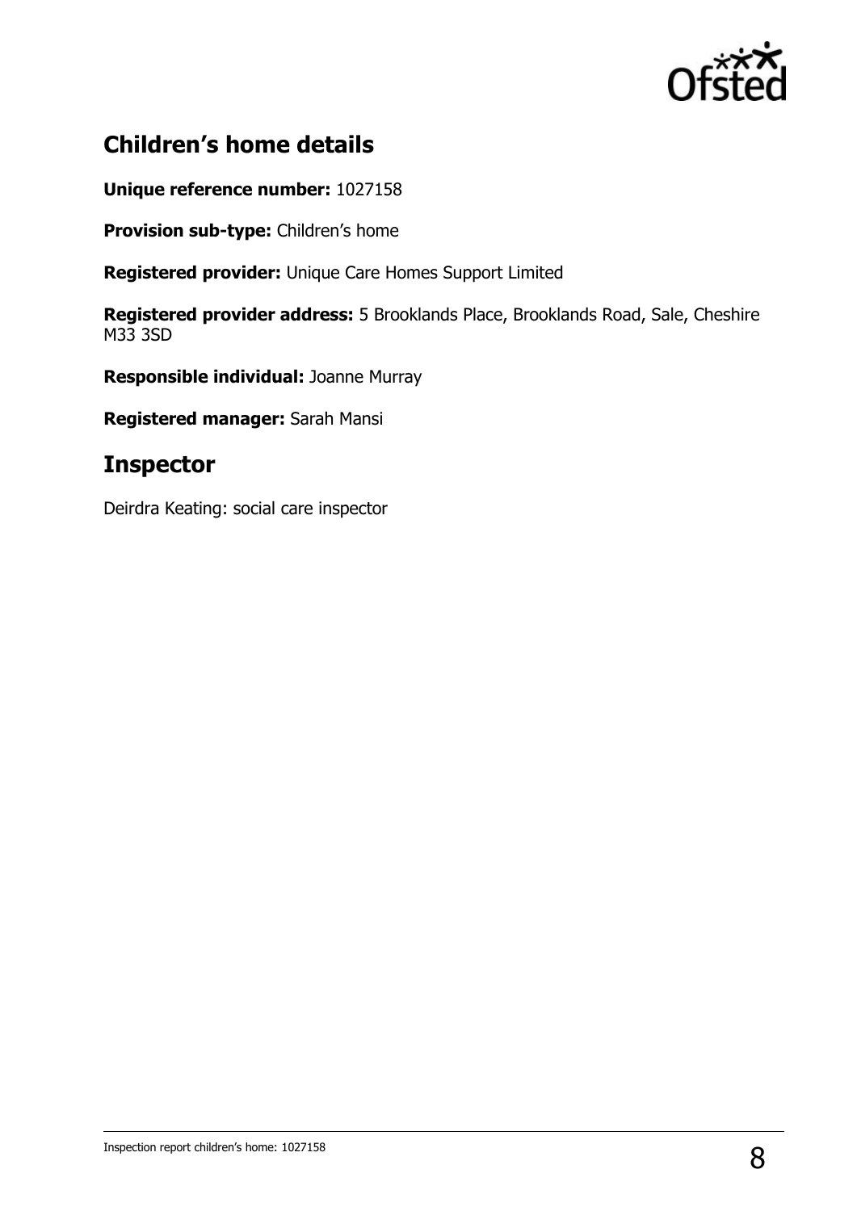## Children's home details

**Unique reference number:** 1027158

**Provision sub-type:** Children's home

**Registered provider:** Unique Care Homes Support Limited

**Registered provider address:** 5 Brooklands Place, Brooklands Road, Sale, Cheshire M33 3SD

**Responsible individual:** Joanne Murray

**Registered manager:** Sarah Mansi

## Inspector

Deirdra Keating: social care inspector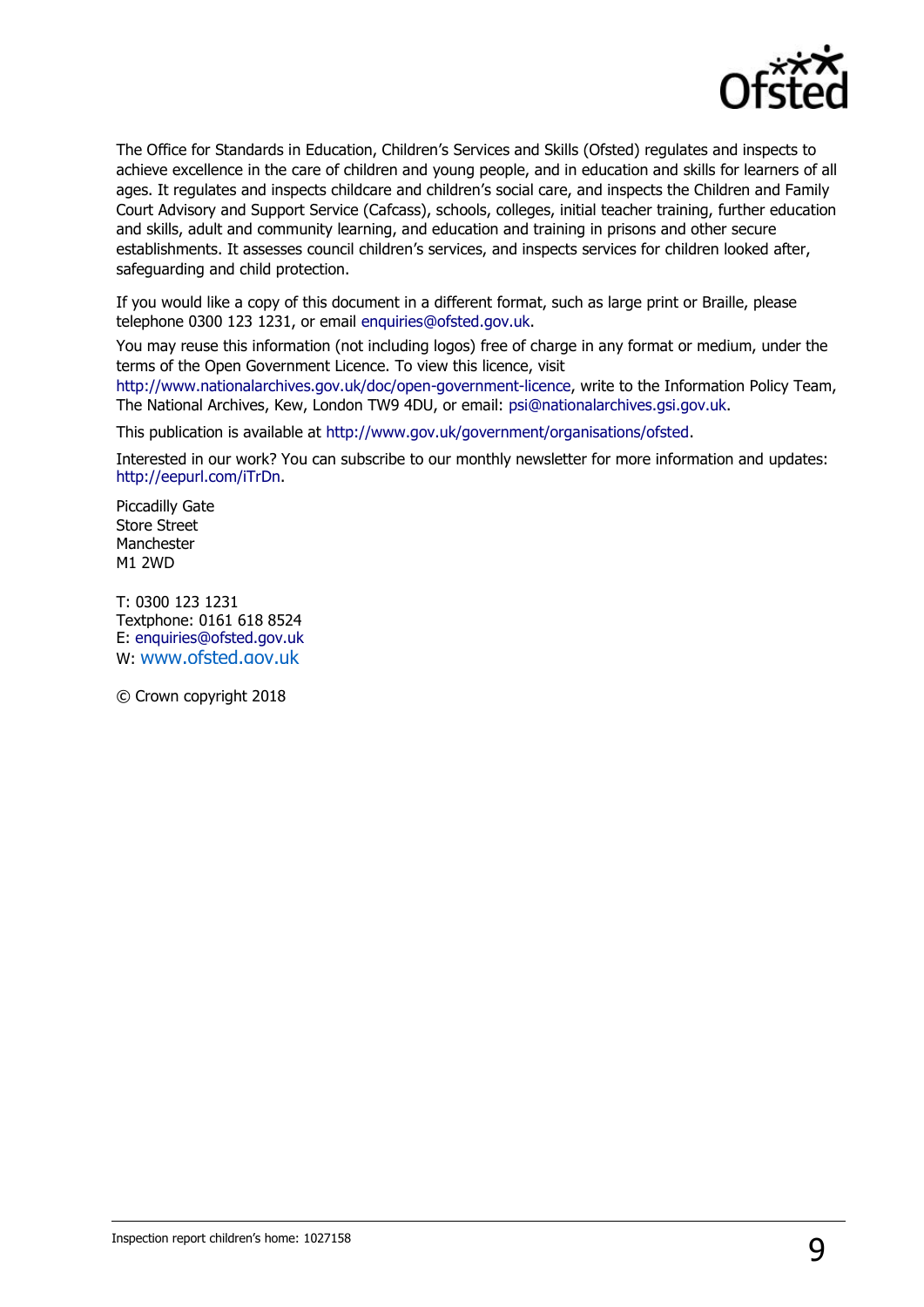The Office for Standards in Education, Children's Services and Skills (Ofsted) regulates and inspects to achieve excellence in the care of children and young people, and in education and skills for learners of all ages. It regulates and inspects childcare and children's social care, and inspects the Children and Family Court Advisory and Support Service (Cafcass), schools, colleges, initial teacher training, further education and skills, adult and community learning, and education and training in prisons and other secure establishments. It assesses council children's services, and inspects services for children looked after, safeguarding and child protection.

If you would like a copy of this document in a different format, such as large print or Braille, please telephone 0300 123 1231, or email enquiries@ofsted.gov.uk.

You may reuse this information (not including logos) free of charge in any format or medium, under the terms of the Open Government Licence. To view this licence, visit http://www.nationalarchives.gov.uk/doc/open-government-licence, write to the Information Policy Team, The National Archives, Kew, London TW9 4DU, or email: psi@nationalarchives.gsi.gov.uk.

This publication is available at http://www.gov.uk/government/organisations/ofsted.

Interested in our work? You can subscribe to our monthly newsletter for more information and updates: http://eepurl.com/iTrDn.

Piccadilly Gate
Store Street
Manchester
M1 2WD

T: 0300 123 1231
Textphone: 0161 618 8524
E: enquiries@ofsted.gov.uk
W: www.ofsted.gov.uk

© Crown copyright 2018